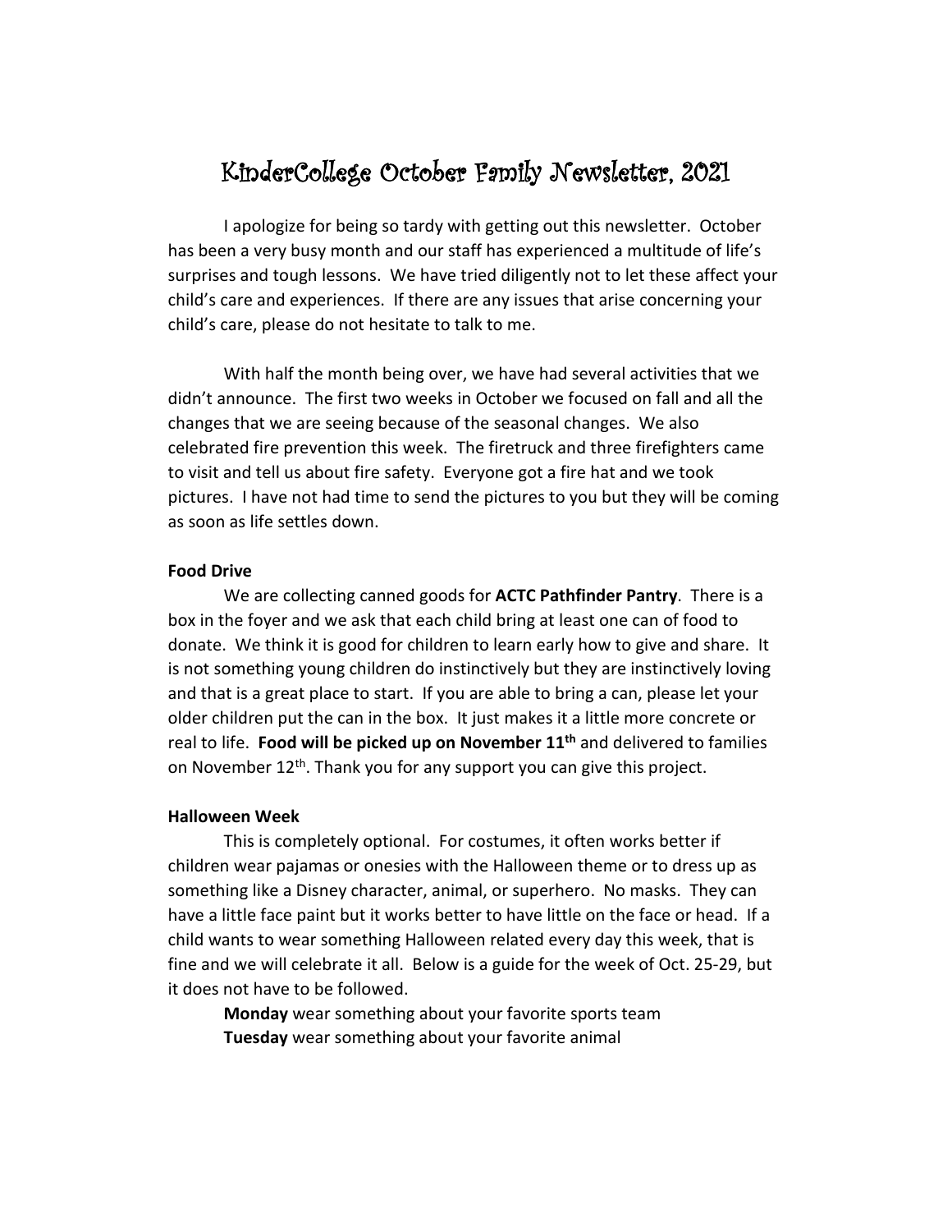# KinderCollege October Family Newsletter, 2021

I apologize for being so tardy with getting out this newsletter. October has been a very busy month and our staff has experienced a multitude of life's surprises and tough lessons. We have tried diligently not to let these affect your child's care and experiences. If there are any issues that arise concerning your child's care, please do not hesitate to talk to me.

With half the month being over, we have had several activities that we didn't announce. The first two weeks in October we focused on fall and all the changes that we are seeing because of the seasonal changes. We also celebrated fire prevention this week. The firetruck and three firefighters came to visit and tell us about fire safety. Everyone got a fire hat and we took pictures. I have not had time to send the pictures to you but they will be coming as soon as life settles down.

**Food Drive**

We are collecting canned goods for **ACTC Pathfinder Pantry**. There is a box in the foyer and we ask that each child bring at least one can of food to donate. We think it is good for children to learn early how to give and share. It is not something young children do instinctively but they are instinctively loving and that is a great place to start. If you are able to bring a can, please let your older children put the can in the box. It just makes it a little more concrete or real to life. **Food will be picked up on November 11th** and delivered to families on November 12th. Thank you for any support you can give this project.

**Halloween Week**

This is completely optional. For costumes, it often works better if children wear pajamas or onesies with the Halloween theme or to dress up as something like a Disney character, animal, or superhero. No masks. They can have a little face paint but it works better to have little on the face or head. If a child wants to wear something Halloween related every day this week, that is fine and we will celebrate it all. Below is a guide for the week of Oct. 25-29, but it does not have to be followed.

**Monday** wear something about your favorite sports team
**Tuesday** wear something about your favorite animal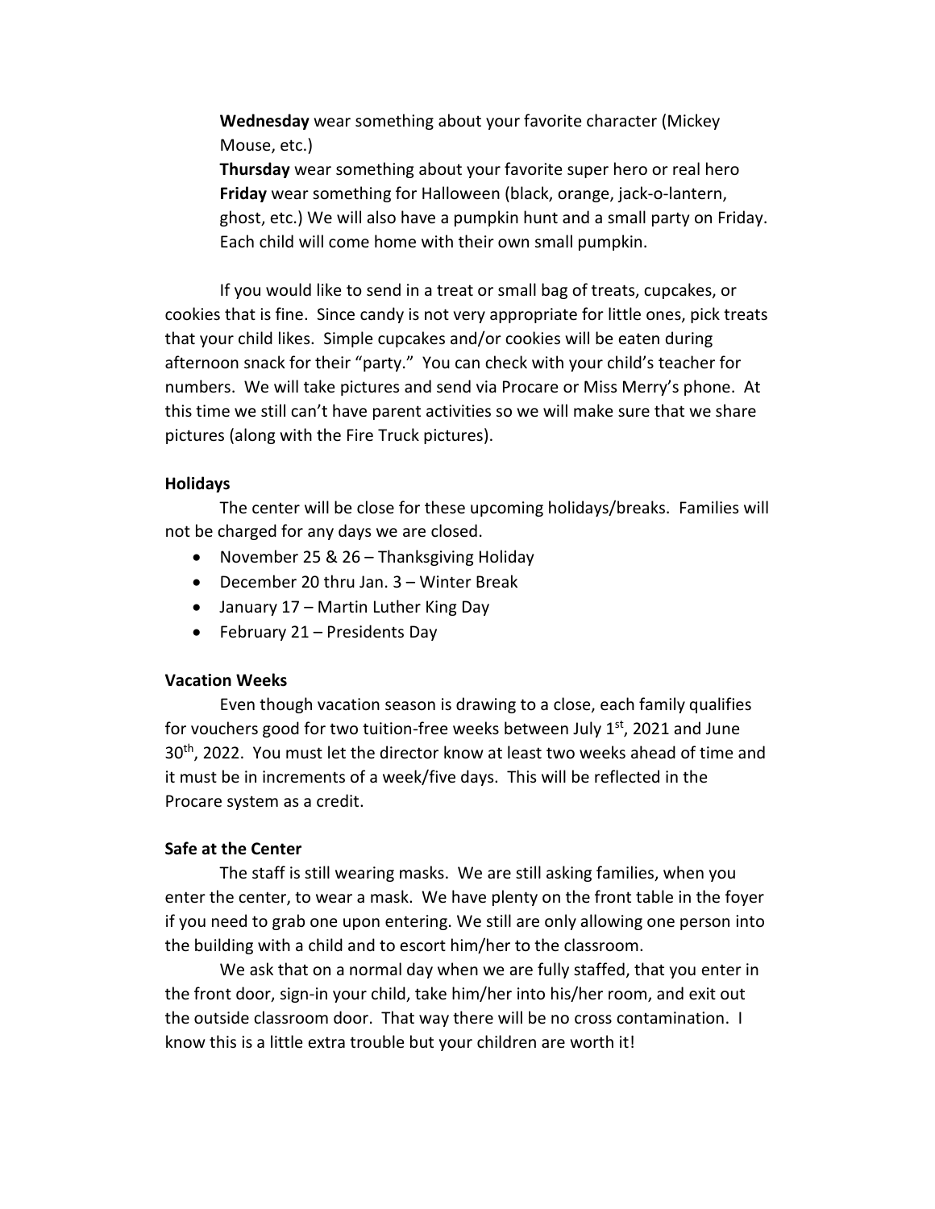**Wednesday** wear something about your favorite character (Mickey Mouse, etc.)

**Thursday** wear something about your favorite super hero or real hero

**Friday** wear something for Halloween (black, orange, jack-o-lantern, ghost, etc.) We will also have a pumpkin hunt and a small party on Friday. Each child will come home with their own small pumpkin.

If you would like to send in a treat or small bag of treats, cupcakes, or cookies that is fine. Since candy is not very appropriate for little ones, pick treats that your child likes. Simple cupcakes and/or cookies will be eaten during afternoon snack for their "party." You can check with your child's teacher for numbers. We will take pictures and send via Procare or Miss Merry's phone. At this time we still can't have parent activities so we will make sure that we share pictures (along with the Fire Truck pictures).

**Holidays**

The center will be close for these upcoming holidays/breaks. Families will not be charged for any days we are closed.

- November 25 & 26 – Thanksgiving Holiday
- December 20 thru Jan. 3 – Winter Break
- January 17 – Martin Luther King Day
- February 21 – Presidents Day

**Vacation Weeks**

Even though vacation season is drawing to a close, each family qualifies for vouchers good for two tuition-free weeks between July 1st, 2021 and June 30th, 2022. You must let the director know at least two weeks ahead of time and it must be in increments of a week/five days. This will be reflected in the Procare system as a credit.

**Safe at the Center**

The staff is still wearing masks. We are still asking families, when you enter the center, to wear a mask. We have plenty on the front table in the foyer if you need to grab one upon entering. We still are only allowing one person into the building with a child and to escort him/her to the classroom.

We ask that on a normal day when we are fully staffed, that you enter in the front door, sign-in your child, take him/her into his/her room, and exit out the outside classroom door. That way there will be no cross contamination. I know this is a little extra trouble but your children are worth it!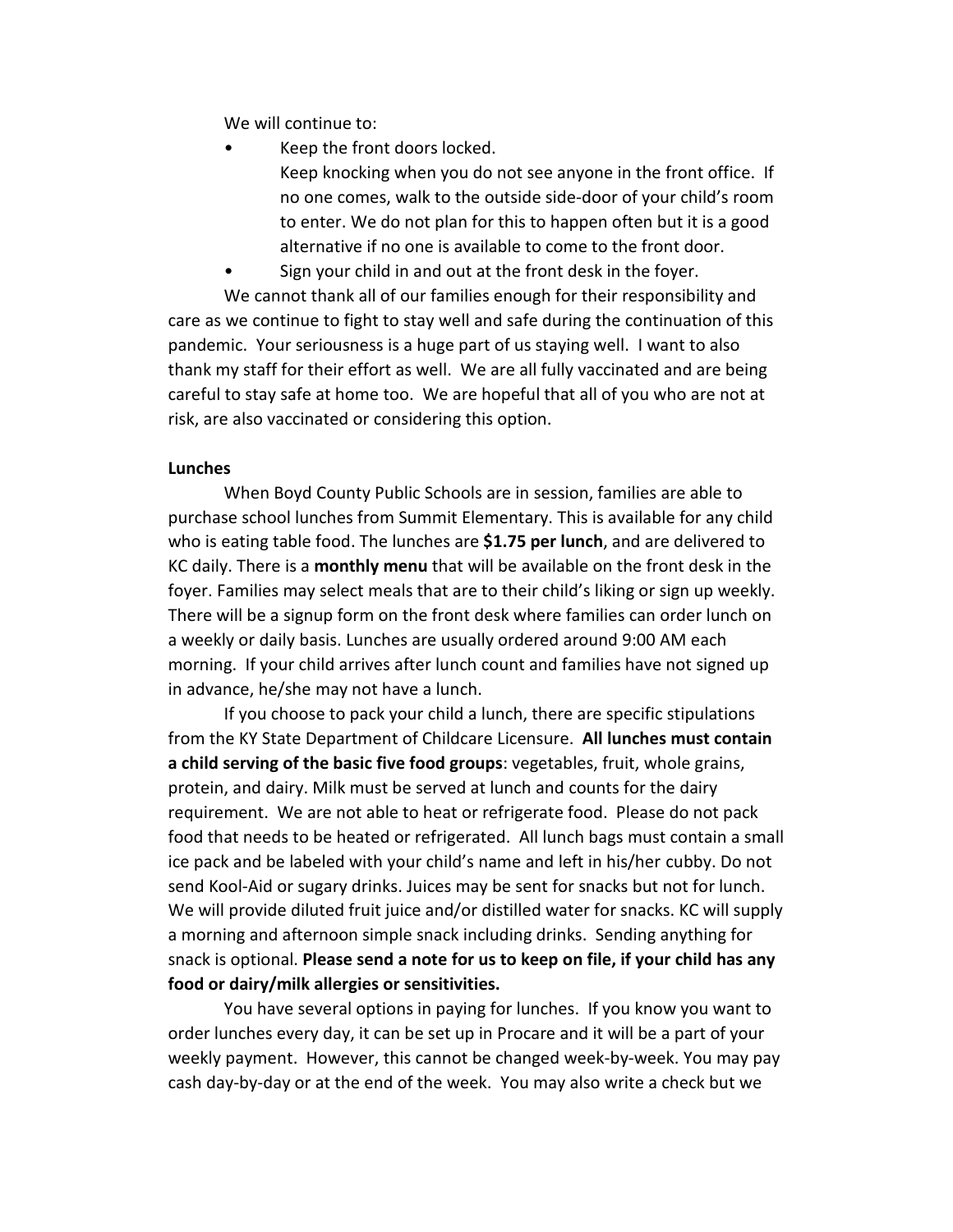We will continue to:

- Keep the front doors locked.
  Keep knocking when you do not see anyone in the front office. If no one comes, walk to the outside side-door of your child's room to enter. We do not plan for this to happen often but it is a good alternative if no one is available to come to the front door.
- Sign your child in and out at the front desk in the foyer.

We cannot thank all of our families enough for their responsibility and care as we continue to fight to stay well and safe during the continuation of this pandemic. Your seriousness is a huge part of us staying well. I want to also thank my staff for their effort as well. We are all fully vaccinated and are being careful to stay safe at home too. We are hopeful that all of you who are not at risk, are also vaccinated or considering this option.

**Lunches**

When Boyd County Public Schools are in session, families are able to purchase school lunches from Summit Elementary. This is available for any child who is eating table food. The lunches are **$1.75 per lunch**, and are delivered to KC daily. There is a **monthly menu** that will be available on the front desk in the foyer. Families may select meals that are to their child's liking or sign up weekly. There will be a signup form on the front desk where families can order lunch on a weekly or daily basis. Lunches are usually ordered around 9:00 AM each morning. If your child arrives after lunch count and families have not signed up in advance, he/she may not have a lunch.

If you choose to pack your child a lunch, there are specific stipulations from the KY State Department of Childcare Licensure. **All lunches must contain a child serving of the basic five food groups**: vegetables, fruit, whole grains, protein, and dairy. Milk must be served at lunch and counts for the dairy requirement. We are not able to heat or refrigerate food. Please do not pack food that needs to be heated or refrigerated. All lunch bags must contain a small ice pack and be labeled with your child's name and left in his/her cubby. Do not send Kool-Aid or sugary drinks. Juices may be sent for snacks but not for lunch. We will provide diluted fruit juice and/or distilled water for snacks. KC will supply a morning and afternoon simple snack including drinks. Sending anything for snack is optional. **Please send a note for us to keep on file, if your child has any food or dairy/milk allergies or sensitivities.**

You have several options in paying for lunches. If you know you want to order lunches every day, it can be set up in Procare and it will be a part of your weekly payment. However, this cannot be changed week-by-week. You may pay cash day-by-day or at the end of the week. You may also write a check but we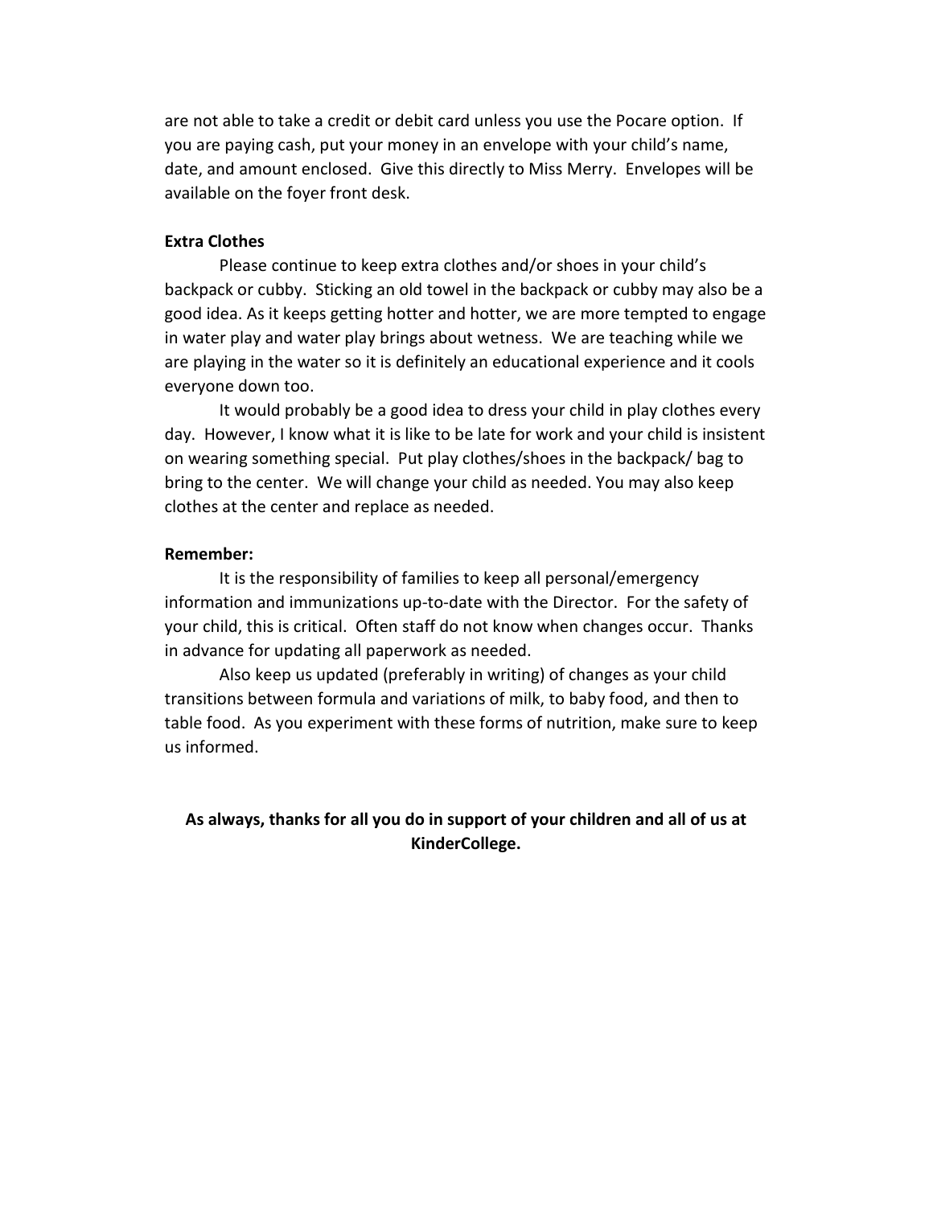are not able to take a credit or debit card unless you use the Pocare option. If you are paying cash, put your money in an envelope with your child's name, date, and amount enclosed. Give this directly to Miss Merry. Envelopes will be available on the foyer front desk.

**Extra Clothes**

Please continue to keep extra clothes and/or shoes in your child's backpack or cubby. Sticking an old towel in the backpack or cubby may also be a good idea. As it keeps getting hotter and hotter, we are more tempted to engage in water play and water play brings about wetness. We are teaching while we are playing in the water so it is definitely an educational experience and it cools everyone down too.

It would probably be a good idea to dress your child in play clothes every day. However, I know what it is like to be late for work and your child is insistent on wearing something special. Put play clothes/shoes in the backpack/ bag to bring to the center. We will change your child as needed. You may also keep clothes at the center and replace as needed.

**Remember:**

It is the responsibility of families to keep all personal/emergency information and immunizations up-to-date with the Director. For the safety of your child, this is critical. Often staff do not know when changes occur. Thanks in advance for updating all paperwork as needed.

Also keep us updated (preferably in writing) of changes as your child transitions between formula and variations of milk, to baby food, and then to table food. As you experiment with these forms of nutrition, make sure to keep us informed.

**As always, thanks for all you do in support of your children and all of us at KinderCollege.**